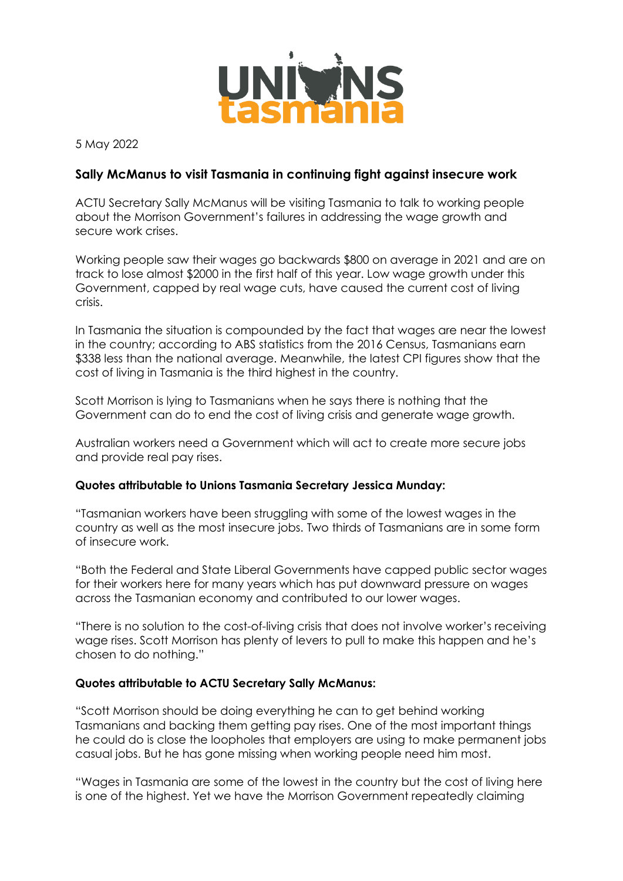5 May 2022

## Sally McManus to visit Tasmania in continuing fight against insecure work

ACTU Secretary Sally McManus will be visiting Tasmania to talk to working people about the Morrison Government's failures in addressing the wage growth and secure work crises.

Working people saw their wages go backwards $800 on average in 2021 and are on track to lose almost $2000 in the first half of this year. Low wage growth under this Government, capped by real wage cuts, have caused the current cost of living crisis.

In Tasmania the situation is compounded by the fact that wages are near the lowest in the country; according to ABS statistics from the 2016 Census, Tasmanians earn $338 less than the national average. Meanwhile, the latest CPI figures show that the cost of living in Tasmania is the third highest in the country.

Scott Morrison is lying to Tasmanians when he says there is nothing that the Government can do to end the cost of living crisis and generate wage growth.

Australian workers need a Government which will act to create more secure jobs and provide real pay rises.

**Quotes attributable to Unions Tasmania Secretary Jessica Munday:**

"Tasmanian workers have been struggling with some of the lowest wages in the country as well as the most insecure jobs. Two thirds of Tasmanians are in some form of insecure work.

"Both the Federal and State Liberal Governments have capped public sector wages for their workers here for many years which has put downward pressure on wages across the Tasmanian economy and contributed to our lower wages.

"There is no solution to the cost-of-living crisis that does not involve worker's receiving wage rises. Scott Morrison has plenty of levers to pull to make this happen and he's chosen to do nothing."

**Quotes attributable to ACTU Secretary Sally McManus:**

"Scott Morrison should be doing everything he can to get behind working Tasmanians and backing them getting pay rises. One of the most important things he could do is close the loopholes that employers are using to make permanent jobs casual jobs. But he has gone missing when working people need him most.

"Wages in Tasmania are some of the lowest in the country but the cost of living here is one of the highest. Yet we have the Morrison Government repeatedly claiming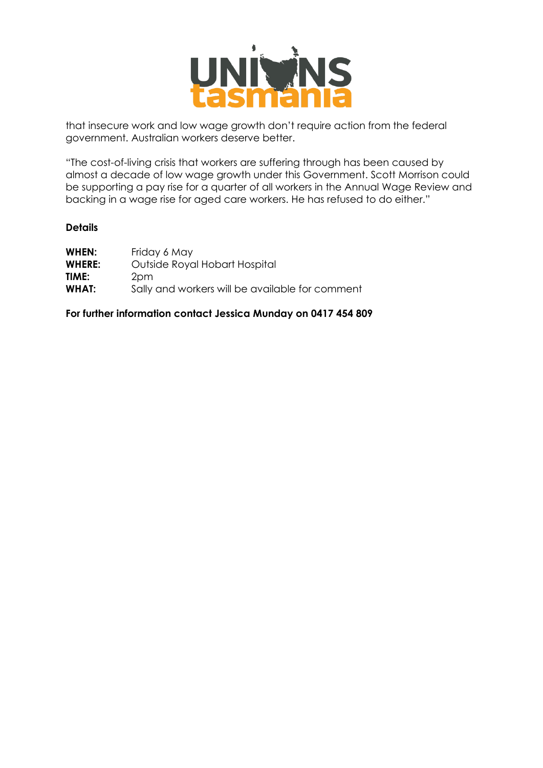that insecure work and low wage growth don't require action from the federal government. Australian workers deserve better.

"The cost-of-living crisis that workers are suffering through has been caused by almost a decade of low wage growth under this Government. Scott Morrison could be supporting a pay rise for a quarter of all workers in the Annual Wage Review and backing in a wage rise for aged care workers. He has refused to do either."

**Details**

| | |
|---|---|
| **WHEN:** | Friday 6 May |
| **WHERE:** | Outside Royal Hobart Hospital |
| **TIME:** | 2pm |
| **WHAT:** | Sally and workers will be available for comment |

**For further information contact Jessica Munday on 0417 454 809**